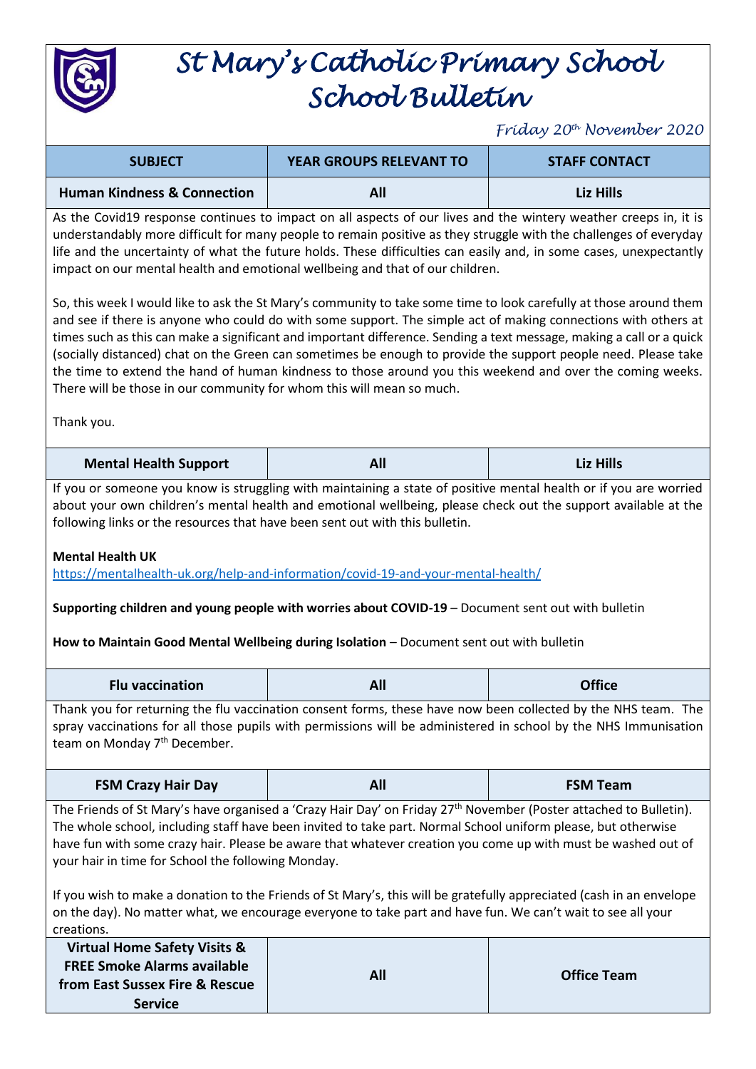# St Mary's Catholic Primary School
# School Bulletin

*Friday 20th November 2020*

| SUBJECT | YEAR GROUPS RELEVANT TO | STAFF CONTACT |
|---|---|---|
| **Human Kindness & Connection** | **All** | **Liz Hills** |

As the Covid19 response continues to impact on all aspects of our lives and the wintery weather creeps in, it is understandably more difficult for many people to remain positive as they struggle with the challenges of everyday life and the uncertainty of what the future holds. These difficulties can easily and, in some cases, unexpectantly impact on our mental health and emotional wellbeing and that of our children.

So, this week I would like to ask the St Mary's community to take some time to look carefully at those around them and see if there is anyone who could do with some support. The simple act of making connections with others at times such as this can make a significant and important difference. Sending a text message, making a call or a quick (socially distanced) chat on the Green can sometimes be enough to provide the support people need. Please take the time to extend the hand of human kindness to those around you this weekend and over the coming weeks. There will be those in our community for whom this will mean so much.

Thank you.

| SUBJECT | YEAR GROUPS RELEVANT TO | STAFF CONTACT |
|---|---|---|
| **Mental Health Support** | **All** | **Liz Hills** |

If you or someone you know is struggling with maintaining a state of positive mental health or if you are worried about your own children's mental health and emotional wellbeing, please check out the support available at the following links or the resources that have been sent out with this bulletin.

**Mental Health UK**
https://mentalhealth-uk.org/help-and-information/covid-19-and-your-mental-health/

**Supporting children and young people with worries about COVID-19** – Document sent out with bulletin

**How to Maintain Good Mental Wellbeing during Isolation** – Document sent out with bulletin

| SUBJECT | YEAR GROUPS RELEVANT TO | STAFF CONTACT |
|---|---|---|
| **Flu vaccination** | **All** | **Office** |

Thank you for returning the flu vaccination consent forms, these have now been collected by the NHS team. The spray vaccinations for all those pupils with permissions will be administered in school by the NHS Immunisation team on Monday 7th December.

| SUBJECT | YEAR GROUPS RELEVANT TO | STAFF CONTACT |
|---|---|---|
| **FSM Crazy Hair Day** | **All** | **FSM Team** |

The Friends of St Mary's have organised a 'Crazy Hair Day' on Friday 27th November (Poster attached to Bulletin). The whole school, including staff have been invited to take part. Normal School uniform please, but otherwise have fun with some crazy hair. Please be aware that whatever creation you come up with must be washed out of your hair in time for School the following Monday.

If you wish to make a donation to the Friends of St Mary's, this will be gratefully appreciated (cash in an envelope on the day). No matter what, we encourage everyone to take part and have fun. We can't wait to see all your creations.

| SUBJECT | YEAR GROUPS RELEVANT TO | STAFF CONTACT |
|---|---|---|
| **Virtual Home Safety Visits & FREE Smoke Alarms available from East Sussex Fire & Rescue Service** | **All** | **Office Team** |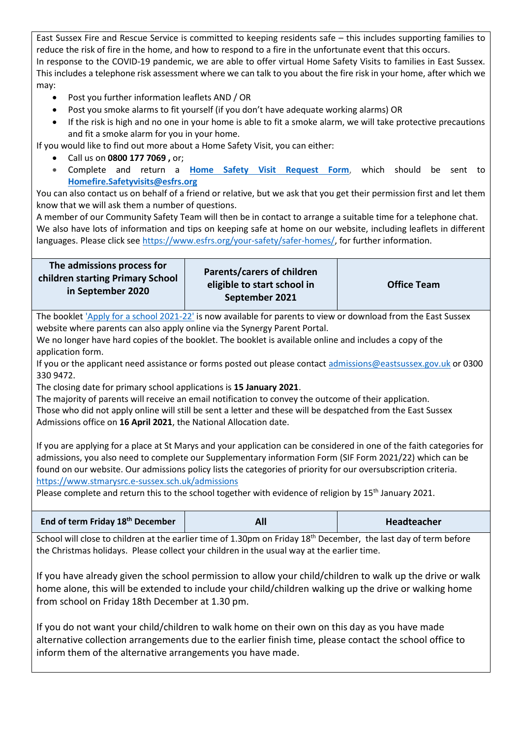East Sussex Fire and Rescue Service is committed to keeping residents safe – this includes supporting families to reduce the risk of fire in the home, and how to respond to a fire in the unfortunate event that this occurs.
In response to the COVID-19 pandemic, we are able to offer virtual Home Safety Visits to families in East Sussex. This includes a telephone risk assessment where we can talk to you about the fire risk in your home, after which we may:

- Post you further information leaflets AND / OR
- Post you smoke alarms to fit yourself (if you don't have adequate working alarms) OR
- If the risk is high and no one in your home is able to fit a smoke alarm, we will take protective precautions and fit a smoke alarm for you in your home.

If you would like to find out more about a Home Safety Visit, you can either:

- Call us on **0800 177 7069 ,** or;
- Complete and return a **Home Safety Visit Request Form**, which should be sent to **Homefire.Safetyvisits@esfrs.org**

You can also contact us on behalf of a friend or relative, but we ask that you get their permission first and let them know that we will ask them a number of questions.
A member of our Community Safety Team will then be in contact to arrange a suitable time for a telephone chat.
We also have lots of information and tips on keeping safe at home on our website, including leaflets in different languages. Please click see https://www.esfrs.org/your-safety/safer-homes/, for further information.

| The admissions process for children starting Primary School in September 2020 | Parents/carers of children eligible to start school in September 2021 | Office Team |
|---|---|---|

The booklet 'Apply for a school 2021-22' is now available for parents to view or download from the East Sussex website where parents can also apply online via the Synergy Parent Portal.
We no longer have hard copies of the booklet. The booklet is available online and includes a copy of the application form.
If you or the applicant need assistance or forms posted out please contact admissions@eastsussex.gov.uk or 0300 330 9472.
The closing date for primary school applications is **15 January 2021**.
The majority of parents will receive an email notification to convey the outcome of their application.
Those who did not apply online will still be sent a letter and these will be despatched from the East Sussex Admissions office on **16 April 2021**, the National Allocation date.

If you are applying for a place at St Marys and your application can be considered in one of the faith categories for admissions, you also need to complete our Supplementary information Form (SIF Form 2021/22) which can be found on our website. Our admissions policy lists the categories of priority for our oversubscription criteria.
https://www.stmarysrc.e-sussex.sch.uk/admissions
Please complete and return this to the school together with evidence of religion by 15th January 2021.

| End of term Friday 18th December | All | Headteacher |
|---|---|---|

School will close to children at the earlier time of 1.30pm on Friday 18th December, the last day of term before the Christmas holidays. Please collect your children in the usual way at the earlier time.

If you have already given the school permission to allow your child/children to walk up the drive or walk home alone, this will be extended to include your child/children walking up the drive or walking home from school on Friday 18th December at 1.30 pm.

If you do not want your child/children to walk home on their own on this day as you have made alternative collection arrangements due to the earlier finish time, please contact the school office to inform them of the alternative arrangements you have made.